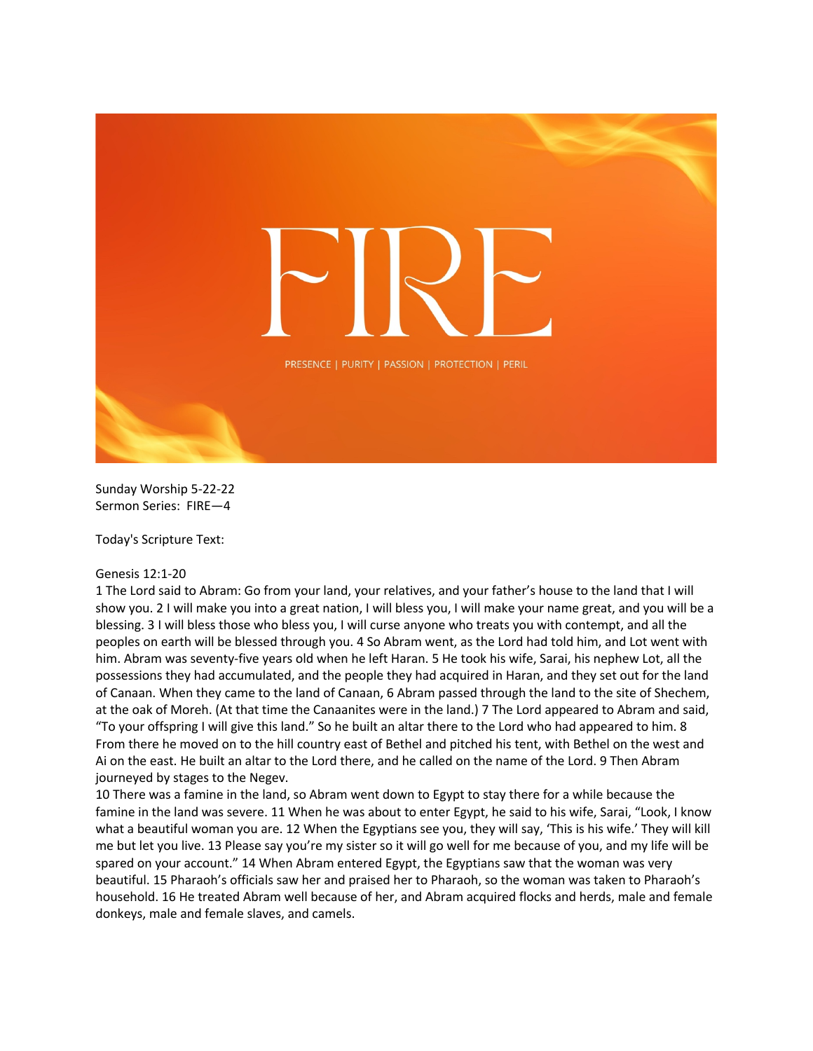# FIRE

PRESENCE | PURITY | PASSION | PROTECTION | PERIL

Sunday Worship 5-22-22
Sermon Series: FIRE—4

Today's Scripture Text:

Genesis 12:1-20
1 The Lord said to Abram: Go from your land, your relatives, and your father's house to the land that I will show you. 2 I will make you into a great nation, I will bless you, I will make your name great, and you will be a blessing. 3 I will bless those who bless you, I will curse anyone who treats you with contempt, and all the peoples on earth will be blessed through you. 4 So Abram went, as the Lord had told him, and Lot went with him. Abram was seventy-five years old when he left Haran. 5 He took his wife, Sarai, his nephew Lot, all the possessions they had accumulated, and the people they had acquired in Haran, and they set out for the land of Canaan. When they came to the land of Canaan, 6 Abram passed through the land to the site of Shechem, at the oak of Moreh. (At that time the Canaanites were in the land.) 7 The Lord appeared to Abram and said, "To your offspring I will give this land." So he built an altar there to the Lord who had appeared to him. 8 From there he moved on to the hill country east of Bethel and pitched his tent, with Bethel on the west and Ai on the east. He built an altar to the Lord there, and he called on the name of the Lord. 9 Then Abram journeyed by stages to the Negev.
10 There was a famine in the land, so Abram went down to Egypt to stay there for a while because the famine in the land was severe. 11 When he was about to enter Egypt, he said to his wife, Sarai, "Look, I know what a beautiful woman you are. 12 When the Egyptians see you, they will say, 'This is his wife.' They will kill me but let you live. 13 Please say you're my sister so it will go well for me because of you, and my life will be spared on your account." 14 When Abram entered Egypt, the Egyptians saw that the woman was very beautiful. 15 Pharaoh's officials saw her and praised her to Pharaoh, so the woman was taken to Pharaoh's household. 16 He treated Abram well because of her, and Abram acquired flocks and herds, male and female donkeys, male and female slaves, and camels.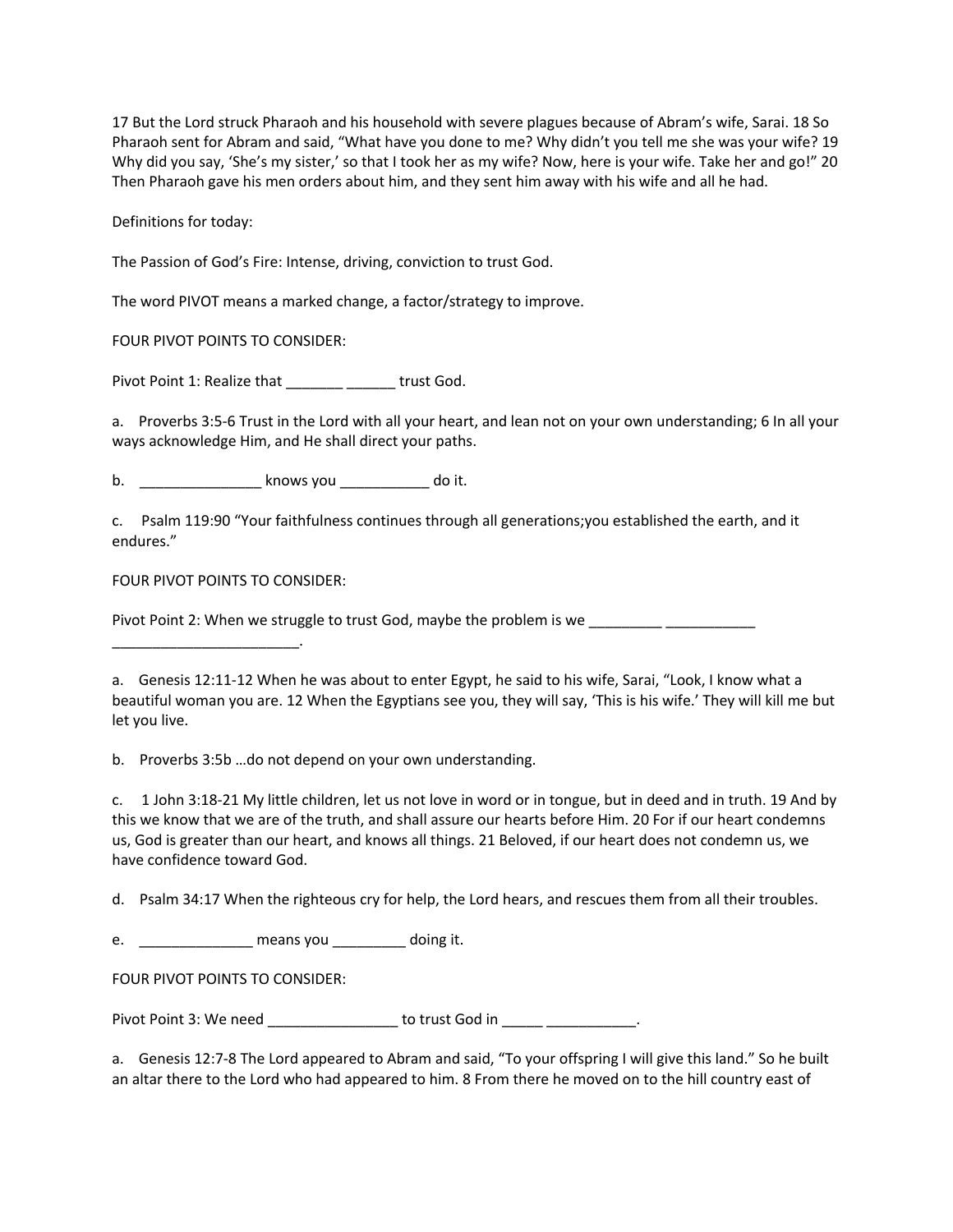17 But the Lord struck Pharaoh and his household with severe plagues because of Abram's wife, Sarai. 18 So Pharaoh sent for Abram and said, "What have you done to me? Why didn't you tell me she was your wife? 19 Why did you say, 'She's my sister,' so that I took her as my wife? Now, here is your wife. Take her and go!" 20 Then Pharaoh gave his men orders about him, and they sent him away with his wife and all he had.

Definitions for today:

The Passion of God's Fire: Intense, driving, conviction to trust God.

The word PIVOT means a marked change, a factor/strategy to improve.

FOUR PIVOT POINTS TO CONSIDER:

Pivot Point 1: Realize that _______ ______ trust God.

a. Proverbs 3:5-6 Trust in the Lord with all your heart, and lean not on your own understanding; 6 In all your ways acknowledge Him, and He shall direct your paths.

b. _______________ knows you ___________ do it.

c. Psalm 119:90 "Your faithfulness continues through all generations;you established the earth, and it endures."

FOUR PIVOT POINTS TO CONSIDER:

Pivot Point 2: When we struggle to trust God, maybe the problem is we _________ ___________ _______________________.

a. Genesis 12:11-12 When he was about to enter Egypt, he said to his wife, Sarai, "Look, I know what a beautiful woman you are. 12 When the Egyptians see you, they will say, 'This is his wife.' They will kill me but let you live.

b. Proverbs 3:5b …do not depend on your own understanding.

c. 1 John 3:18-21 My little children, let us not love in word or in tongue, but in deed and in truth. 19 And by this we know that we are of the truth, and shall assure our hearts before Him. 20 For if our heart condemns us, God is greater than our heart, and knows all things. 21 Beloved, if our heart does not condemn us, we have confidence toward God.

d. Psalm 34:17 When the righteous cry for help, the Lord hears, and rescues them from all their troubles.

e. ______________ means you _________ doing it.

FOUR PIVOT POINTS TO CONSIDER:

Pivot Point 3: We need ________________ to trust God in _____ ___________.

a. Genesis 12:7-8 The Lord appeared to Abram and said, "To your offspring I will give this land." So he built an altar there to the Lord who had appeared to him. 8 From there he moved on to the hill country east of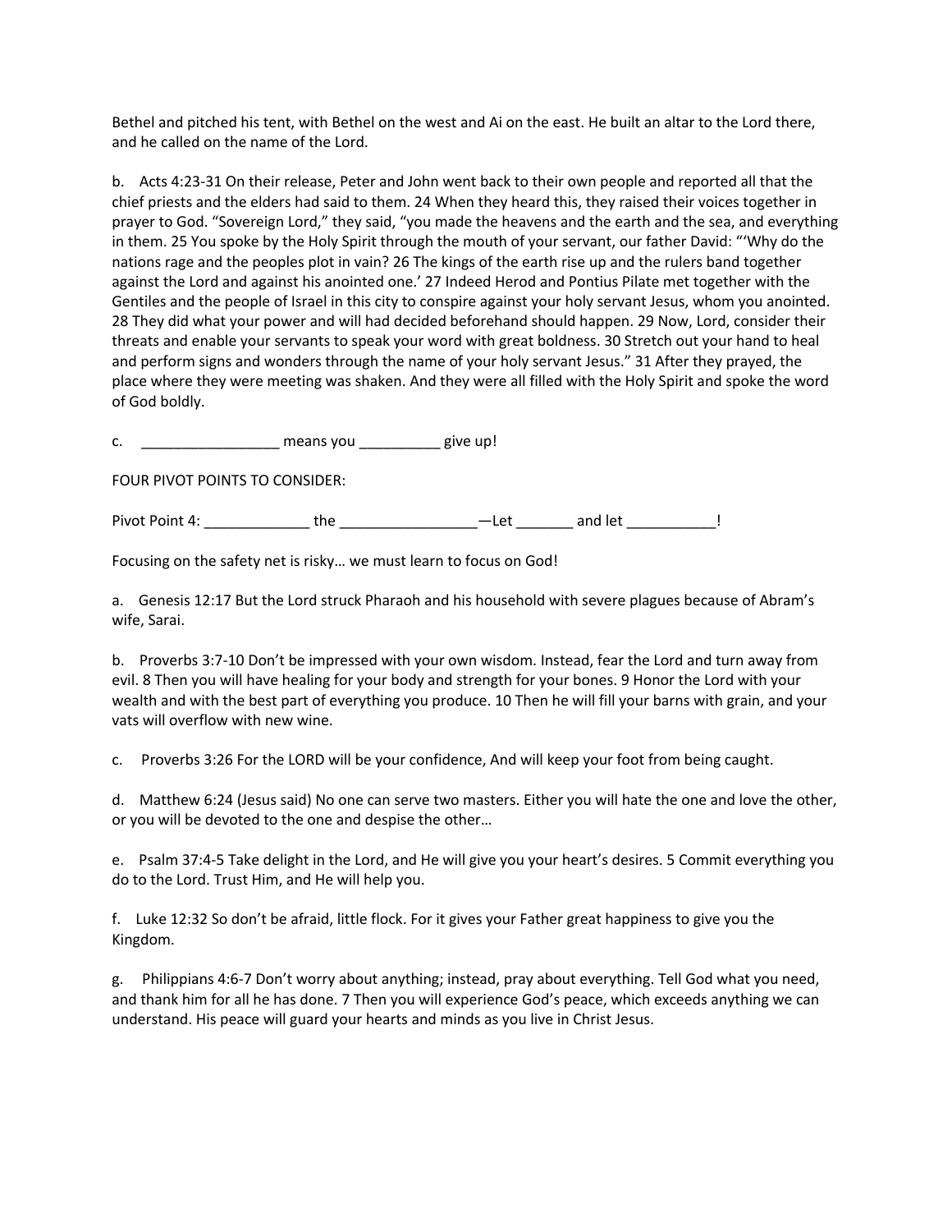Bethel and pitched his tent, with Bethel on the west and Ai on the east. He built an altar to the Lord there, and he called on the name of the Lord.

b. Acts 4:23-31 On their release, Peter and John went back to their own people and reported all that the chief priests and the elders had said to them. 24 When they heard this, they raised their voices together in prayer to God. "Sovereign Lord," they said, "you made the heavens and the earth and the sea, and everything in them. 25 You spoke by the Holy Spirit through the mouth of your servant, our father David: "'Why do the nations rage and the peoples plot in vain? 26 The kings of the earth rise up and the rulers band together against the Lord and against his anointed one.' 27 Indeed Herod and Pontius Pilate met together with the Gentiles and the people of Israel in this city to conspire against your holy servant Jesus, whom you anointed. 28 They did what your power and will had decided beforehand should happen. 29 Now, Lord, consider their threats and enable your servants to speak your word with great boldness. 30 Stretch out your hand to heal and perform signs and wonders through the name of your holy servant Jesus." 31 After they prayed, the place where they were meeting was shaken. And they were all filled with the Holy Spirit and spoke the word of God boldly.

c. _________________ means you __________ give up!

FOUR PIVOT POINTS TO CONSIDER:

Pivot Point 4: _____________ the _________________—Let _______ and let ___________!

Focusing on the safety net is risky… we must learn to focus on God!

a. Genesis 12:17 But the Lord struck Pharaoh and his household with severe plagues because of Abram's wife, Sarai.

b. Proverbs 3:7-10 Don't be impressed with your own wisdom. Instead, fear the Lord and turn away from evil. 8 Then you will have healing for your body and strength for your bones. 9 Honor the Lord with your wealth and with the best part of everything you produce. 10 Then he will fill your barns with grain, and your vats will overflow with new wine.

c. Proverbs 3:26 For the LORD will be your confidence, And will keep your foot from being caught.

d. Matthew 6:24 (Jesus said) No one can serve two masters. Either you will hate the one and love the other, or you will be devoted to the one and despise the other…

e. Psalm 37:4-5 Take delight in the Lord, and He will give you your heart's desires. 5 Commit everything you do to the Lord. Trust Him, and He will help you.

f. Luke 12:32 So don't be afraid, little flock. For it gives your Father great happiness to give you the Kingdom.

g. Philippians 4:6-7 Don't worry about anything; instead, pray about everything. Tell God what you need, and thank him for all he has done. 7 Then you will experience God's peace, which exceeds anything we can understand. His peace will guard your hearts and minds as you live in Christ Jesus.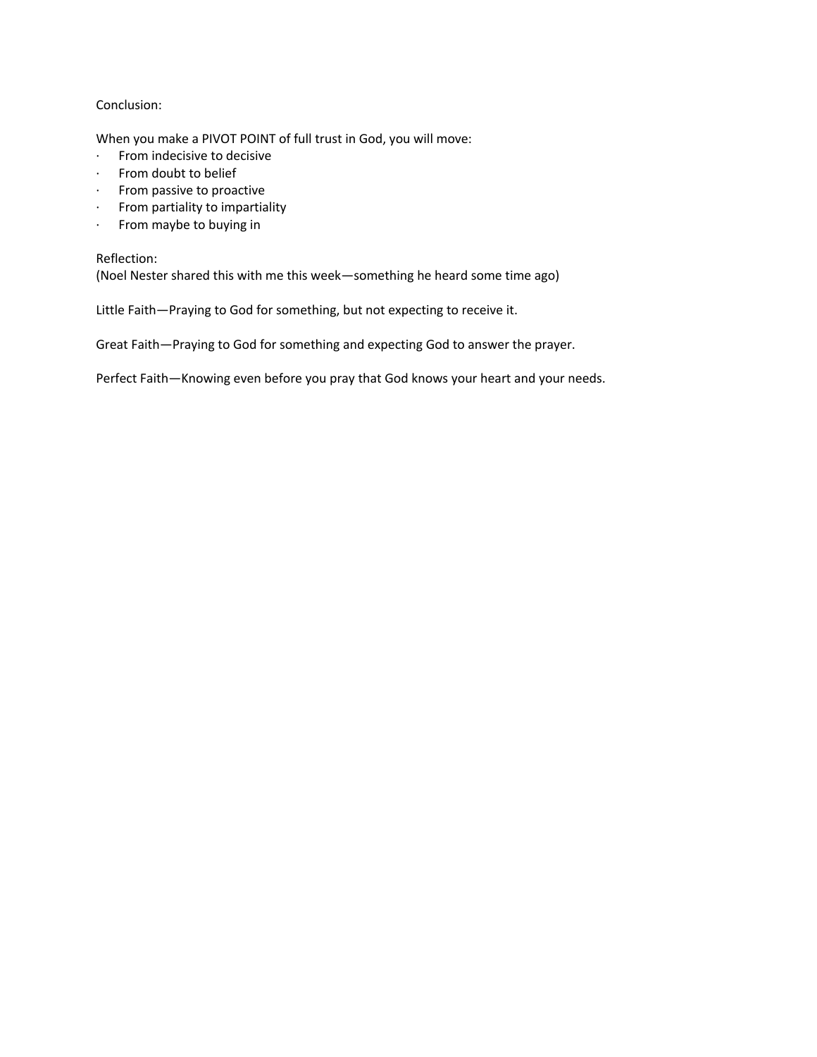Conclusion:

When you make a PIVOT POINT of full trust in God, you will move:

- From indecisive to decisive
- From doubt to belief
- From passive to proactive
- From partiality to impartiality
- From maybe to buying in

Reflection:
(Noel Nester shared this with me this week—something he heard some time ago)

Little Faith—Praying to God for something, but not expecting to receive it.

Great Faith—Praying to God for something and expecting God to answer the prayer.

Perfect Faith—Knowing even before you pray that God knows your heart and your needs.